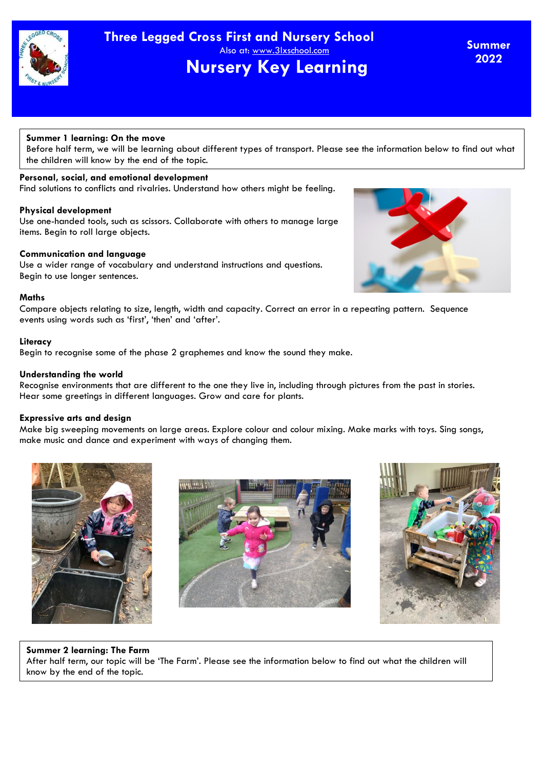# Three Legged Cross First and Nursery School

Also at: www.3lxschool.com

## Nursery Key Learning

**Summer 2022**

**Summer 1 learning: On the move**
Before half term, we will be learning about different types of transport. Please see the information below to find out what the children will know by the end of the topic.

**Personal, social, and emotional development**
Find solutions to conflicts and rivalries. Understand how others might be feeling.

**Physical development**
Use one-handed tools, such as scissors. Collaborate with others to manage large items. Begin to roll large objects.

**Communication and language**
Use a wider range of vocabulary and understand instructions and questions. Begin to use longer sentences.

**Maths**
Compare objects relating to size, length, width and capacity. Correct an error in a repeating pattern. Sequence events using words such as 'first', 'then' and 'after'.

**Literacy**
Begin to recognise some of the phase 2 graphemes and know the sound they make.

**Understanding the world**
Recognise environments that are different to the one they live in, including through pictures from the past in stories. Hear some greetings in different languages. Grow and care for plants.

**Expressive arts and design**
Make big sweeping movements on large areas. Explore colour and colour mixing. Make marks with toys. Sing songs, make music and dance and experiment with ways of changing them.

**Summer 2 learning: The Farm**
After half term, our topic will be 'The Farm'. Please see the information below to find out what the children will know by the end of the topic.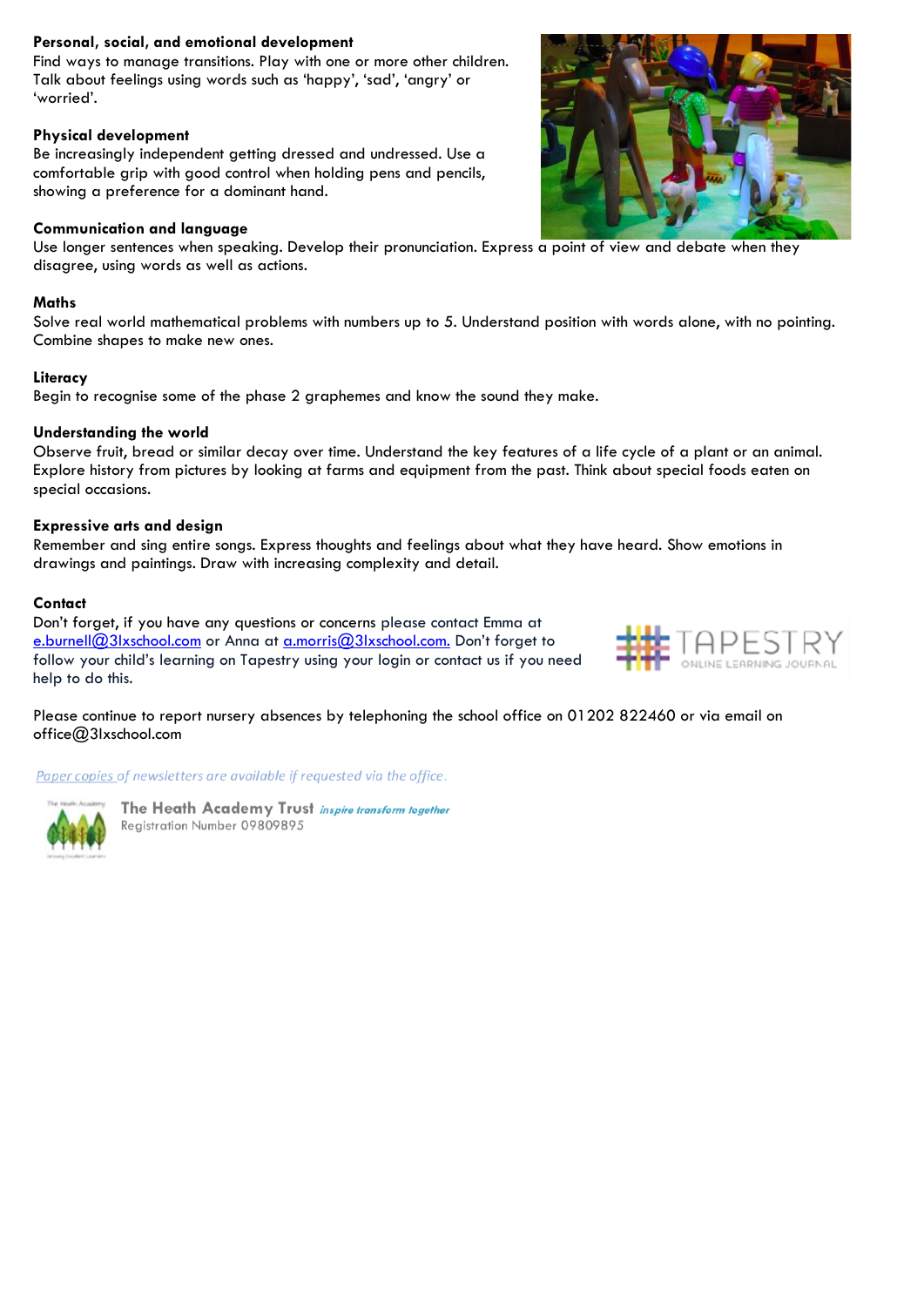**Personal, social, and emotional development**

Find ways to manage transitions. Play with one or more other children. Talk about feelings using words such as 'happy', 'sad', 'angry' or 'worried'.

**Physical development**

Be increasingly independent getting dressed and undressed. Use a comfortable grip with good control when holding pens and pencils, showing a preference for a dominant hand.

**Communication and language**

Use longer sentences when speaking. Develop their pronunciation. Express a point of view and debate when they disagree, using words as well as actions.

**Maths**

Solve real world mathematical problems with numbers up to 5. Understand position with words alone, with no pointing. Combine shapes to make new ones.

**Literacy**

Begin to recognise some of the phase 2 graphemes and know the sound they make.

**Understanding the world**

Observe fruit, bread or similar decay over time. Understand the key features of a life cycle of a plant or an animal. Explore history from pictures by looking at farms and equipment from the past. Think about special foods eaten on special occasions.

**Expressive arts and design**

Remember and sing entire songs. Express thoughts and feelings about what they have heard. Show emotions in drawings and paintings. Draw with increasing complexity and detail.

**Contact**

Don't forget, if you have any questions or concerns please contact Emma at e.burnell@3lxschool.com or Anna at a.morris@3lxschool.com. Don't forget to follow your child's learning on Tapestry using your login or contact us if you need help to do this.

TAPESTRY ONLINE LEARNING JOURNAL

Please continue to report nursery absences by telephoning the school office on 01202 822460 or via email on office@3lxschool.com

*Paper copies of newsletters are available if requested via the office.*

The Heath Academy Trust *inspire transform together*
Registration Number 09809895